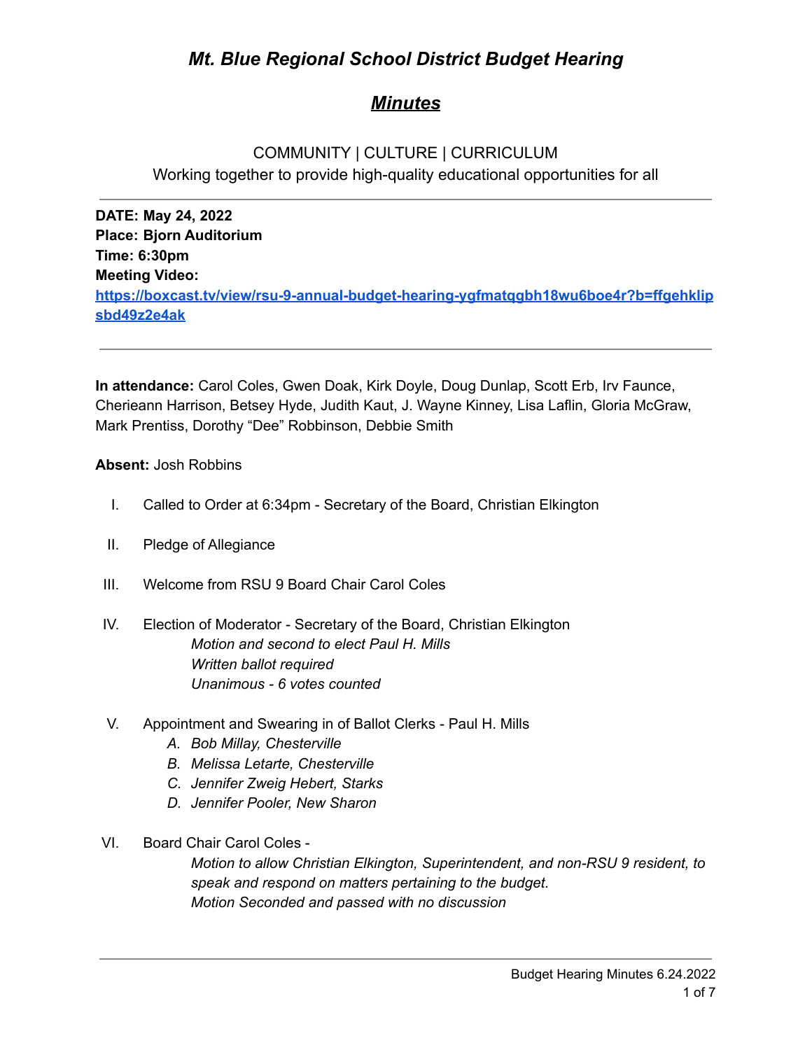# *Mt. Blue Regional School District Budget Hearing*

## ***Minutes***

COMMUNITY | CULTURE | CURRICULUM
Working together to provide high-quality educational opportunities for all

---

**DATE: May 24, 2022**
**Place: Bjorn Auditorium**
**Time: 6:30pm**
**Meeting Video:**
**https://boxcast.tv/view/rsu-9-annual-budget-hearing-ygfmatqgbh18wu6boe4r?b=ffgehklipsbd49z2e4ak**

---

**In attendance:** Carol Coles, Gwen Doak, Kirk Doyle, Doug Dunlap, Scott Erb, Irv Faunce, Cherieann Harrison, Betsey Hyde, Judith Kaut, J. Wayne Kinney, Lisa Laflin, Gloria McGraw, Mark Prentiss, Dorothy "Dee" Robbinson, Debbie Smith

**Absent:** Josh Robbins

I. Called to Order at 6:34pm - Secretary of the Board, Christian Elkington

II. Pledge of Allegiance

III. Welcome from RSU 9 Board Chair Carol Coles

IV. Election of Moderator - Secretary of the Board, Christian Elkington
   *Motion and second to elect Paul H. Mills*
   *Written ballot required*
   *Unanimous - 6 votes counted*

V. Appointment and Swearing in of Ballot Clerks - Paul H. Mills
   A. *Bob Millay, Chesterville*
   B. *Melissa Letarte, Chesterville*
   C. *Jennifer Zweig Hebert, Starks*
   D. *Jennifer Pooler, New Sharon*

VI. Board Chair Carol Coles -
   *Motion to allow Christian Elkington, Superintendent, and non-RSU 9 resident, to speak and respond on matters pertaining to the budget.*
   *Motion Seconded and passed with no discussion*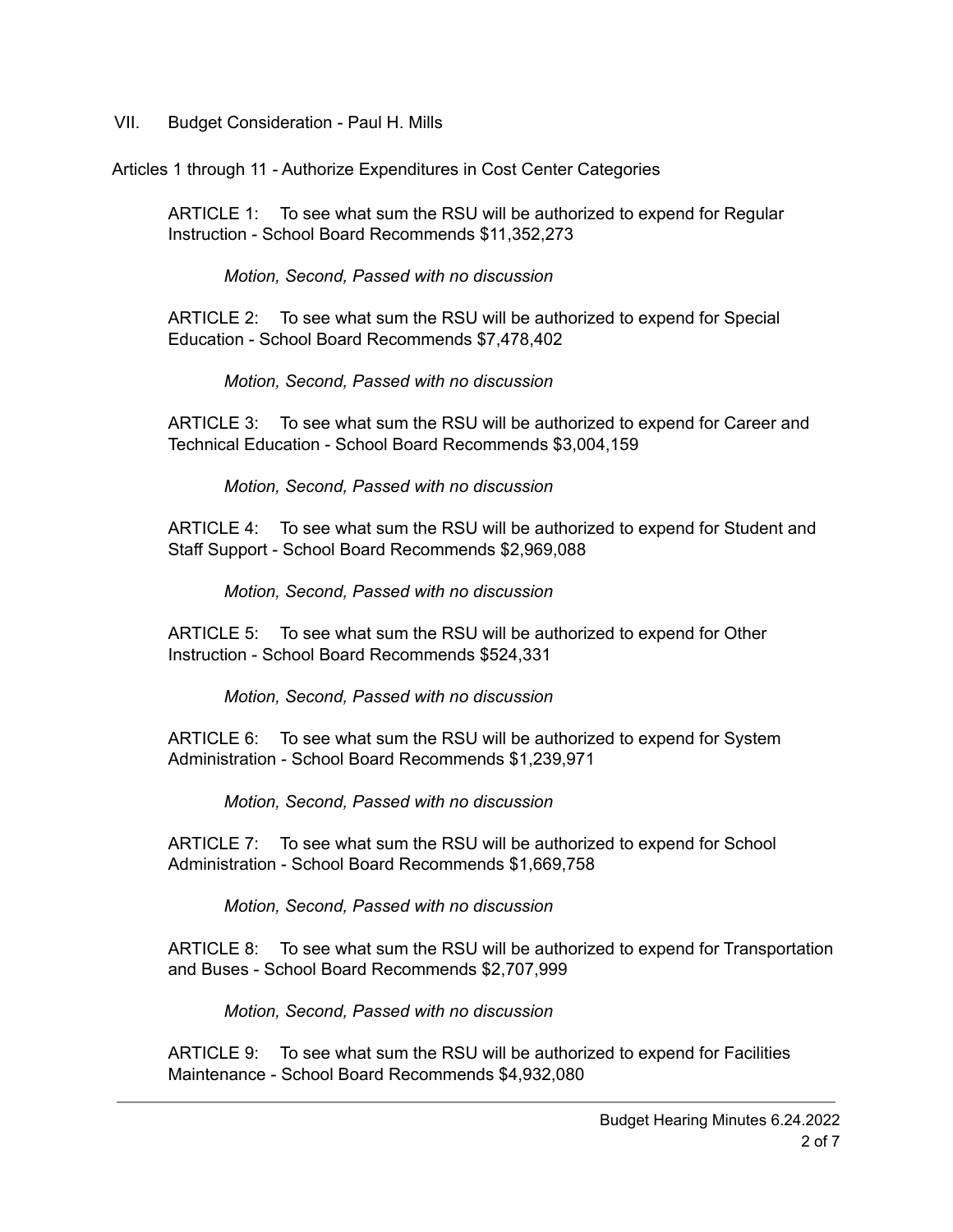VII. Budget Consideration - Paul H. Mills

Articles 1 through 11 - Authorize Expenditures in Cost Center Categories

ARTICLE 1: To see what sum the RSU will be authorized to expend for Regular Instruction - School Board Recommends $11,352,273

*Motion, Second, Passed with no discussion*

ARTICLE 2: To see what sum the RSU will be authorized to expend for Special Education - School Board Recommends $7,478,402

*Motion, Second, Passed with no discussion*

ARTICLE 3: To see what sum the RSU will be authorized to expend for Career and Technical Education - School Board Recommends $3,004,159

*Motion, Second, Passed with no discussion*

ARTICLE 4: To see what sum the RSU will be authorized to expend for Student and Staff Support - School Board Recommends $2,969,088

*Motion, Second, Passed with no discussion*

ARTICLE 5: To see what sum the RSU will be authorized to expend for Other Instruction - School Board Recommends $524,331

*Motion, Second, Passed with no discussion*

ARTICLE 6: To see what sum the RSU will be authorized to expend for System Administration - School Board Recommends $1,239,971

*Motion, Second, Passed with no discussion*

ARTICLE 7: To see what sum the RSU will be authorized to expend for School Administration - School Board Recommends $1,669,758

*Motion, Second, Passed with no discussion*

ARTICLE 8: To see what sum the RSU will be authorized to expend for Transportation and Buses - School Board Recommends $2,707,999

*Motion, Second, Passed with no discussion*

ARTICLE 9: To see what sum the RSU will be authorized to expend for Facilities Maintenance - School Board Recommends $4,932,080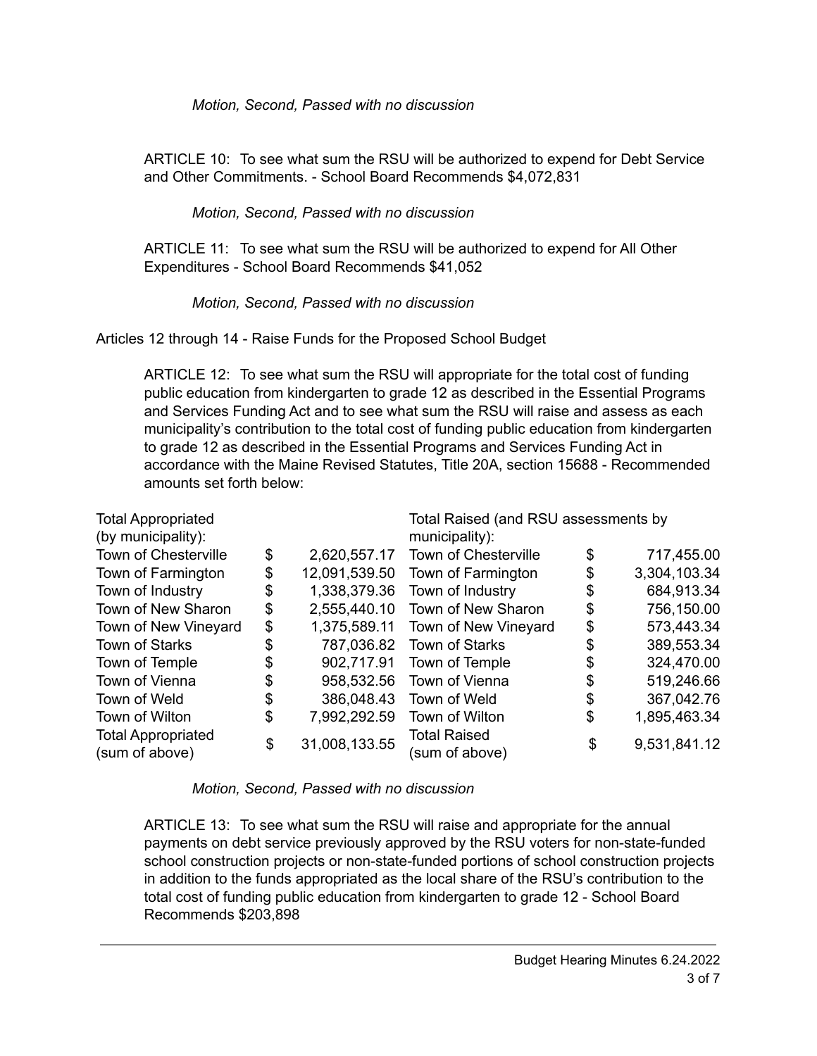*Motion, Second, Passed with no discussion*

ARTICLE 10: To see what sum the RSU will be authorized to expend for Debt Service and Other Commitments. - School Board Recommends $4,072,831

*Motion, Second, Passed with no discussion*

ARTICLE 11: To see what sum the RSU will be authorized to expend for All Other Expenditures - School Board Recommends $41,052

*Motion, Second, Passed with no discussion*

Articles 12 through 14 - Raise Funds for the Proposed School Budget

ARTICLE 12: To see what sum the RSU will appropriate for the total cost of funding public education from kindergarten to grade 12 as described in the Essential Programs and Services Funding Act and to see what sum the RSU will raise and assess as each municipality's contribution to the total cost of funding public education from kindergarten to grade 12 as described in the Essential Programs and Services Funding Act in accordance with the Maine Revised Statutes, Title 20A, section 15688 - Recommended amounts set forth below:

| Total Appropriated (by municipality): | | | Total Raised (and RSU assessments by municipality): | | |
|---|---|---|---|---|---|
| Town of Chesterville | $ | 2,620,557.17 | Town of Chesterville | $ | 717,455.00 |
| Town of Farmington | $ | 12,091,539.50 | Town of Farmington | $ | 3,304,103.34 |
| Town of Industry | $ | 1,338,379.36 | Town of Industry | $ | 684,913.34 |
| Town of New Sharon | $ | 2,555,440.10 | Town of New Sharon | $ | 756,150.00 |
| Town of New Vineyard | $ | 1,375,589.11 | Town of New Vineyard | $ | 573,443.34 |
| Town of Starks | $ | 787,036.82 | Town of Starks | $ | 389,553.34 |
| Town of Temple | $ | 902,717.91 | Town of Temple | $ | 324,470.00 |
| Town of Vienna | $ | 958,532.56 | Town of Vienna | $ | 519,246.66 |
| Town of Weld | $ | 386,048.43 | Town of Weld | $ | 367,042.76 |
| Town of Wilton | $ | 7,992,292.59 | Town of Wilton | $ | 1,895,463.34 |
| Total Appropriated (sum of above) | $ | 31,008,133.55 | Total Raised (sum of above) | $ | 9,531,841.12 |

*Motion, Second, Passed with no discussion*

ARTICLE 13: To see what sum the RSU will raise and appropriate for the annual payments on debt service previously approved by the RSU voters for non-state-funded school construction projects or non-state-funded portions of school construction projects in addition to the funds appropriated as the local share of the RSU's contribution to the total cost of funding public education from kindergarten to grade 12 - School Board Recommends $203,898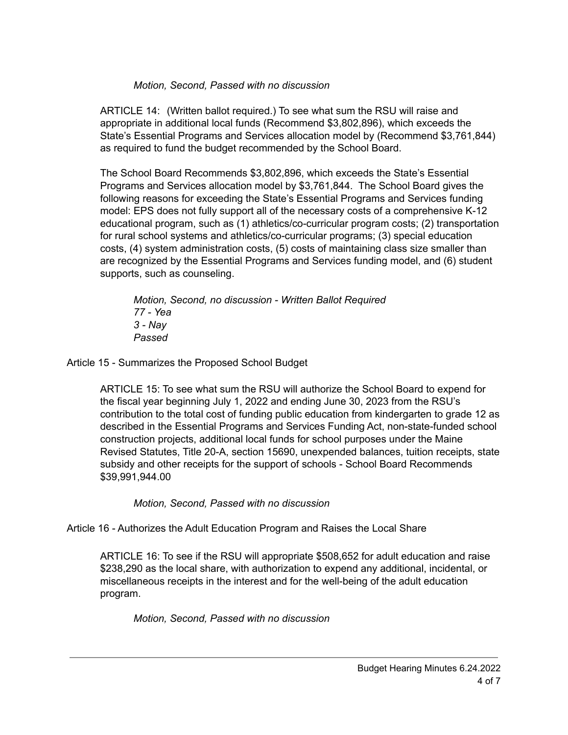*Motion, Second, Passed with no discussion*

ARTICLE 14: (Written ballot required.) To see what sum the RSU will raise and appropriate in additional local funds (Recommend $3,802,896), which exceeds the State's Essential Programs and Services allocation model by (Recommend $3,761,844) as required to fund the budget recommended by the School Board.

The School Board Recommends $3,802,896, which exceeds the State's Essential Programs and Services allocation model by $3,761,844. The School Board gives the following reasons for exceeding the State's Essential Programs and Services funding model: EPS does not fully support all of the necessary costs of a comprehensive K-12 educational program, such as (1) athletics/co-curricular program costs; (2) transportation for rural school systems and athletics/co-curricular programs; (3) special education costs, (4) system administration costs, (5) costs of maintaining class size smaller than are recognized by the Essential Programs and Services funding model, and (6) student supports, such as counseling.

*Motion, Second, no discussion - Written Ballot Required*
*77 - Yea*
*3 - Nay*
*Passed*

Article 15 - Summarizes the Proposed School Budget

ARTICLE 15: To see what sum the RSU will authorize the School Board to expend for the fiscal year beginning July 1, 2022 and ending June 30, 2023 from the RSU's contribution to the total cost of funding public education from kindergarten to grade 12 as described in the Essential Programs and Services Funding Act, non-state-funded school construction projects, additional local funds for school purposes under the Maine Revised Statutes, Title 20-A, section 15690, unexpended balances, tuition receipts, state subsidy and other receipts for the support of schools - School Board Recommends $39,991,944.00

*Motion, Second, Passed with no discussion*

Article 16 - Authorizes the Adult Education Program and Raises the Local Share

ARTICLE 16: To see if the RSU will appropriate $508,652 for adult education and raise $238,290 as the local share, with authorization to expend any additional, incidental, or miscellaneous receipts in the interest and for the well-being of the adult education program.

*Motion, Second, Passed with no discussion*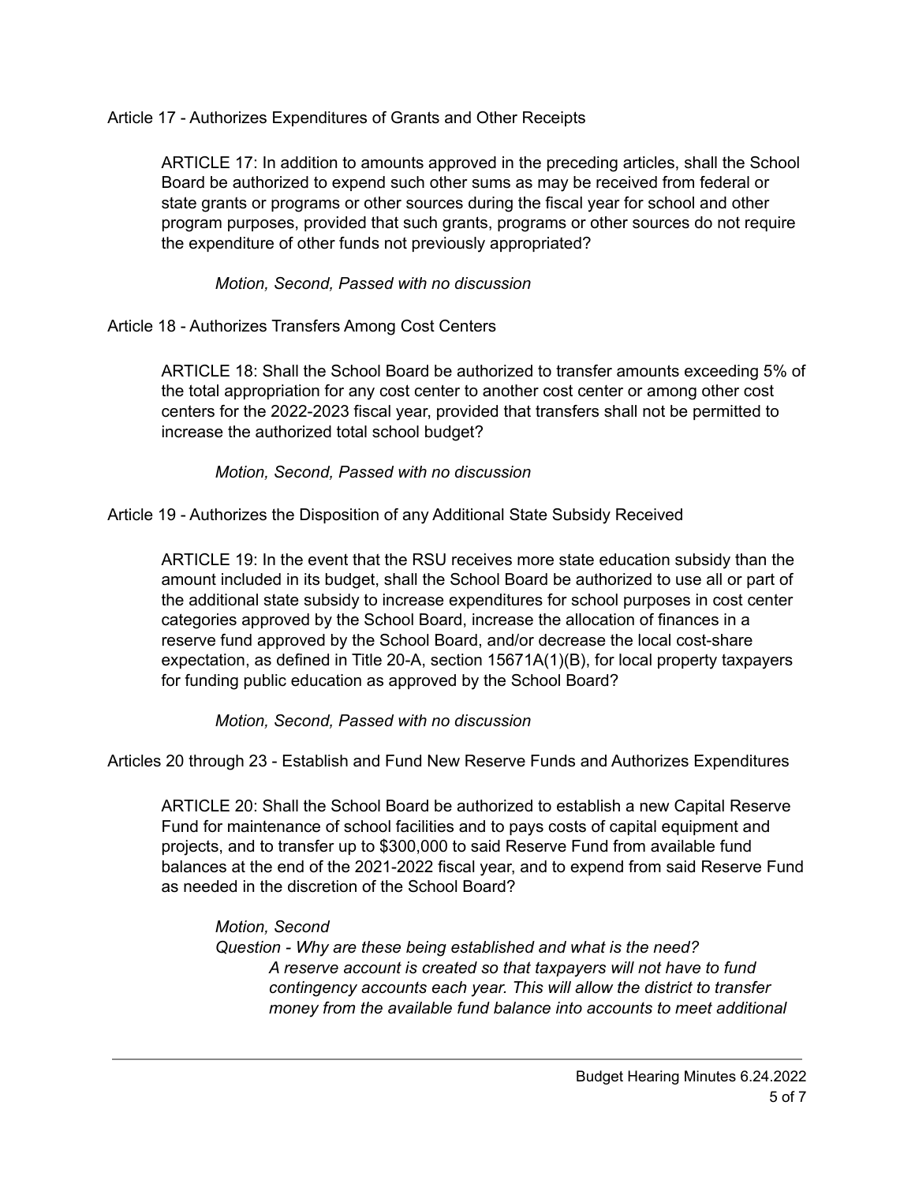Article 17 - Authorizes Expenditures of Grants and Other Receipts

> ARTICLE 17: In addition to amounts approved in the preceding articles, shall the School Board be authorized to expend such other sums as may be received from federal or state grants or programs or other sources during the fiscal year for school and other program purposes, provided that such grants, programs or other sources do not require the expenditure of other funds not previously appropriated?
>
> *Motion, Second, Passed with no discussion*

Article 18 - Authorizes Transfers Among Cost Centers

> ARTICLE 18: Shall the School Board be authorized to transfer amounts exceeding 5% of the total appropriation for any cost center to another cost center or among other cost centers for the 2022-2023 fiscal year, provided that transfers shall not be permitted to increase the authorized total school budget?
>
> *Motion, Second, Passed with no discussion*

Article 19 - Authorizes the Disposition of any Additional State Subsidy Received

> ARTICLE 19: In the event that the RSU receives more state education subsidy than the amount included in its budget, shall the School Board be authorized to use all or part of the additional state subsidy to increase expenditures for school purposes in cost center categories approved by the School Board, increase the allocation of finances in a reserve fund approved by the School Board, and/or decrease the local cost-share expectation, as defined in Title 20-A, section 15671A(1)(B), for local property taxpayers for funding public education as approved by the School Board?
>
> *Motion, Second, Passed with no discussion*

Articles 20 through 23 - Establish and Fund New Reserve Funds and Authorizes Expenditures

> ARTICLE 20: Shall the School Board be authorized to establish a new Capital Reserve Fund for maintenance of school facilities and to pays costs of capital equipment and projects, and to transfer up to $300,000 to said Reserve Fund from available fund balances at the end of the 2021-2022 fiscal year, and to expend from said Reserve Fund as needed in the discretion of the School Board?
>
> *Motion, Second*
> *Question - Why are these being established and what is the need?*
> *A reserve account is created so that taxpayers will not have to fund contingency accounts each year. This will allow the district to transfer money from the available fund balance into accounts to meet additional*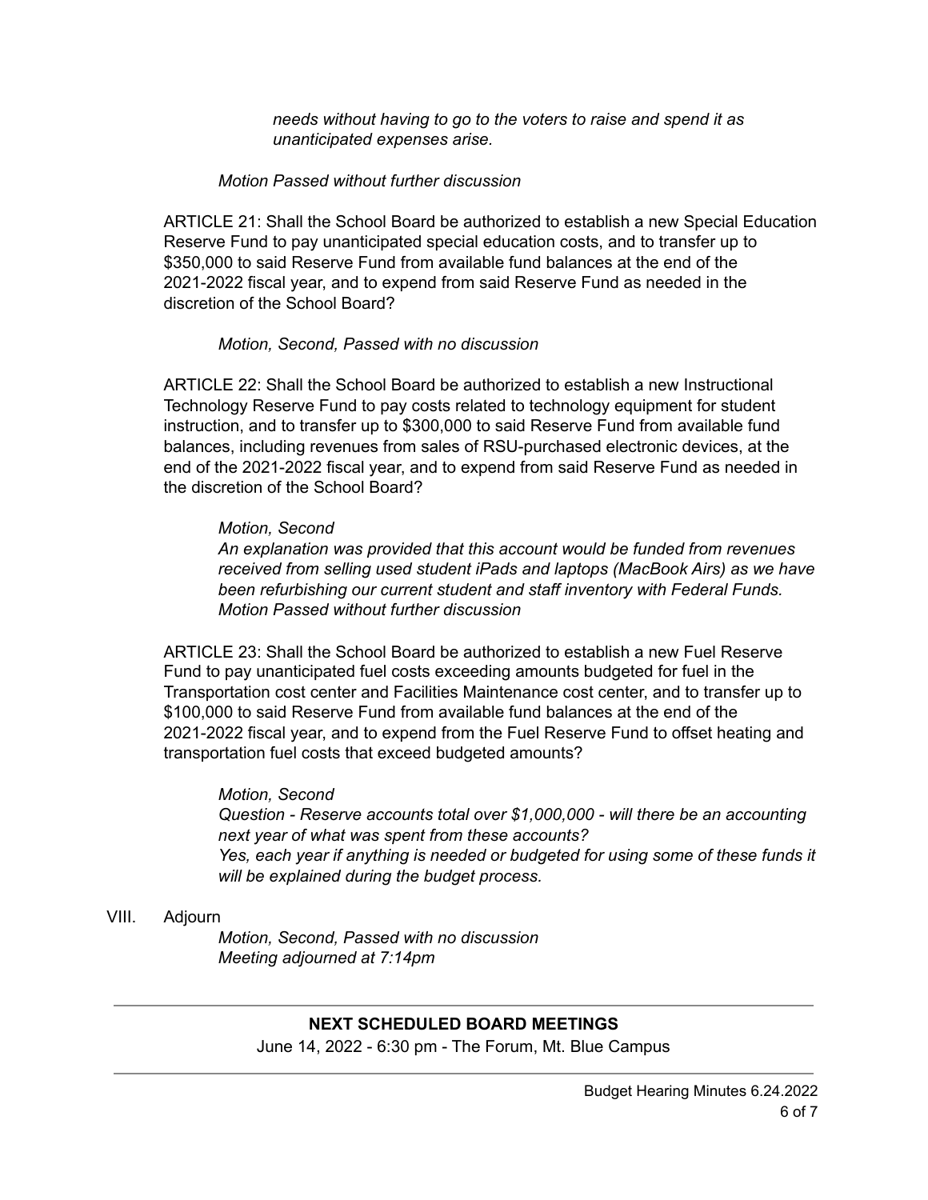*needs without having to go to the voters to raise and spend it as unanticipated expenses arise.*

*Motion Passed without further discussion*

ARTICLE 21: Shall the School Board be authorized to establish a new Special Education Reserve Fund to pay unanticipated special education costs, and to transfer up to $350,000 to said Reserve Fund from available fund balances at the end of the 2021-2022 fiscal year, and to expend from said Reserve Fund as needed in the discretion of the School Board?

*Motion, Second, Passed with no discussion*

ARTICLE 22: Shall the School Board be authorized to establish a new Instructional Technology Reserve Fund to pay costs related to technology equipment for student instruction, and to transfer up to $300,000 to said Reserve Fund from available fund balances, including revenues from sales of RSU-purchased electronic devices, at the end of the 2021-2022 fiscal year, and to expend from said Reserve Fund as needed in the discretion of the School Board?

*Motion, Second*
*An explanation was provided that this account would be funded from revenues received from selling used student iPads and laptops (MacBook Airs) as we have been refurbishing our current student and staff inventory with Federal Funds.*
*Motion Passed without further discussion*

ARTICLE 23: Shall the School Board be authorized to establish a new Fuel Reserve Fund to pay unanticipated fuel costs exceeding amounts budgeted for fuel in the Transportation cost center and Facilities Maintenance cost center, and to transfer up to $100,000 to said Reserve Fund from available fund balances at the end of the 2021-2022 fiscal year, and to expend from the Fuel Reserve Fund to offset heating and transportation fuel costs that exceed budgeted amounts?

*Motion, Second*
*Question - Reserve accounts total over $1,000,000 - will there be an accounting next year of what was spent from these accounts?*
*Yes, each year if anything is needed or budgeted for using some of these funds it will be explained during the budget process.*

VIII. Adjourn

*Motion, Second, Passed with no discussion*
*Meeting adjourned at 7:14pm*

---

**NEXT SCHEDULED BOARD MEETINGS**

June 14, 2022 - 6:30 pm - The Forum, Mt. Blue Campus

---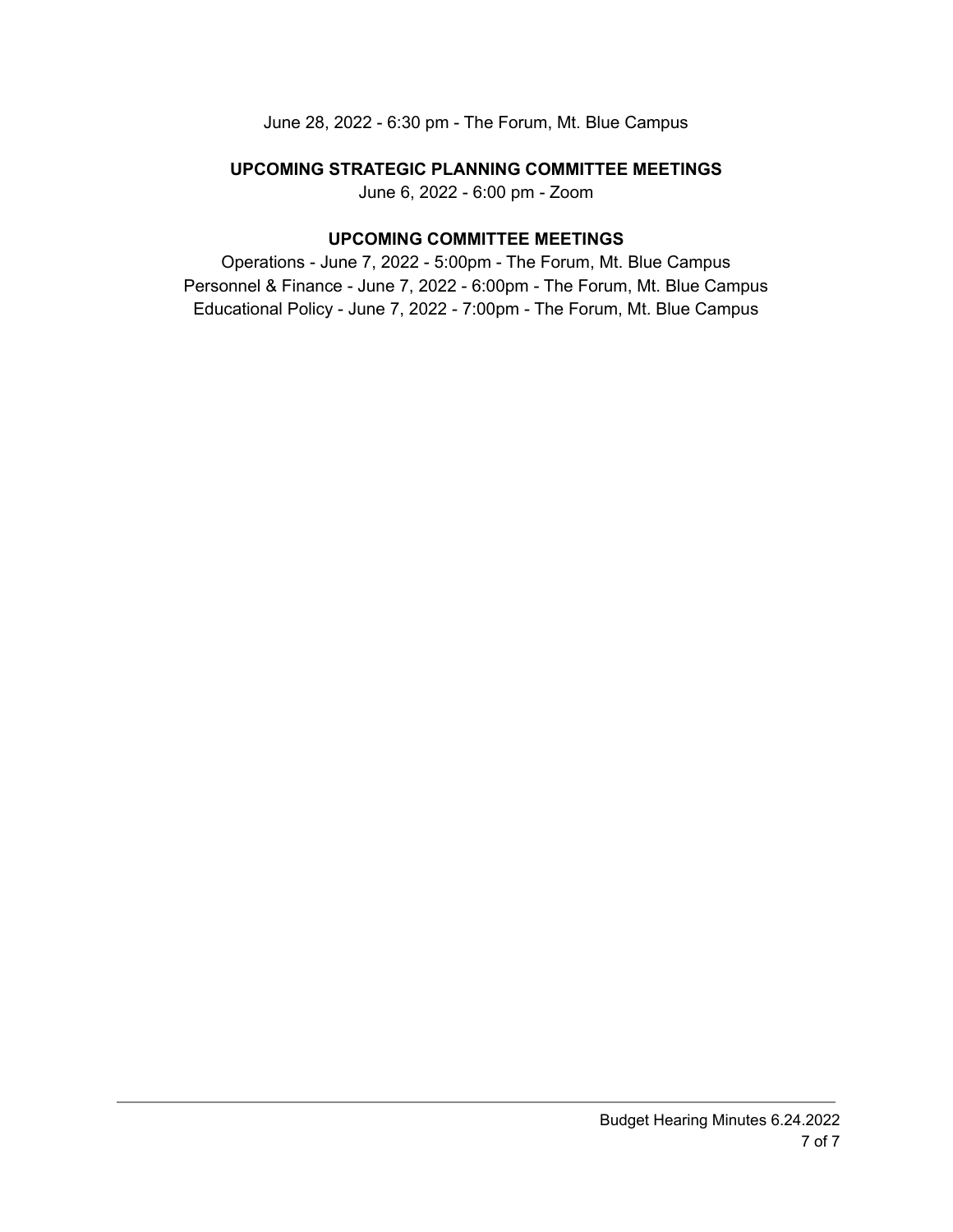June 28, 2022 - 6:30 pm - The Forum, Mt. Blue Campus

**UPCOMING STRATEGIC PLANNING COMMITTEE MEETINGS**

June 6, 2022 - 6:00 pm - Zoom

**UPCOMING COMMITTEE MEETINGS**

Operations - June 7, 2022 - 5:00pm - The Forum, Mt. Blue Campus
Personnel & Finance - June 7, 2022 - 6:00pm - The Forum, Mt. Blue Campus
Educational Policy - June 7, 2022 - 7:00pm - The Forum, Mt. Blue Campus